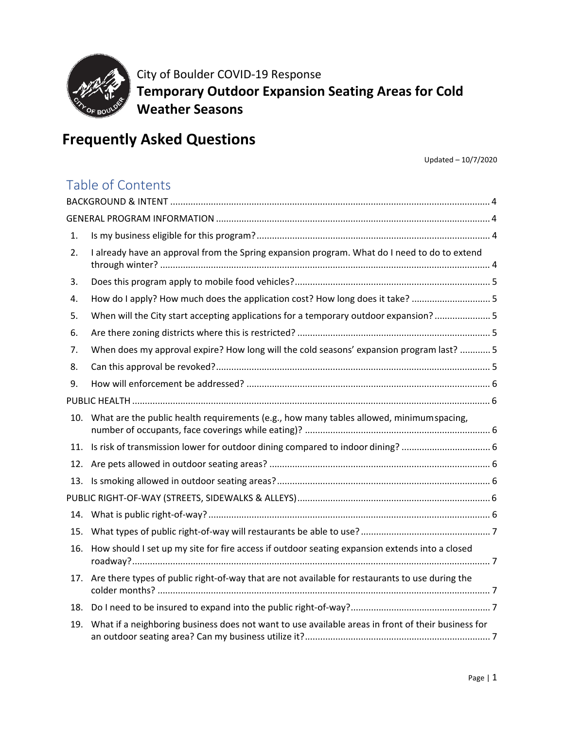City of Boulder COVID-19 Response

**Temporary Outdoor Expansion Seating Areas for Cold Weather Seasons**

# Frequently Asked Questions

Updated – 10/7/2020

## Table of Contents

BACKGROUND & INTENT ..... 4

GENERAL PROGRAM INFORMATION ..... 4

1. Is my business eligible for this program? ..... 4
2. I already have an approval from the Spring expansion program. What do I need to do to extend through winter? ..... 4
3. Does this program apply to mobile food vehicles? ..... 5
4. How do I apply? How much does the application cost? How long does it take? ..... 5
5. When will the City start accepting applications for a temporary outdoor expansion? ..... 5
6. Are there zoning districts where this is restricted? ..... 5
7. When does my approval expire? How long will the cold seasons' expansion program last? ..... 5
8. Can this approval be revoked? ..... 5
9. How will enforcement be addressed? ..... 6

PUBLIC HEALTH ..... 6

10. What are the public health requirements (e.g., how many tables allowed, minimum spacing, number of occupants, face coverings while eating)? ..... 6
11. Is risk of transmission lower for outdoor dining compared to indoor dining? ..... 6
12. Are pets allowed in outdoor seating areas? ..... 6
13. Is smoking allowed in outdoor seating areas? ..... 6

PUBLIC RIGHT-OF-WAY (STREETS, SIDEWALKS & ALLEYS) ..... 6

14. What is public right-of-way? ..... 6
15. What types of public right-of-way will restaurants be able to use? ..... 7
16. How should I set up my site for fire access if outdoor seating expansion extends into a closed roadway? ..... 7
17. Are there types of public right-of-way that are not available for restaurants to use during the colder months? ..... 7
18. Do I need to be insured to expand into the public right-of-way? ..... 7
19. What if a neighboring business does not want to use available areas in front of their business for an outdoor seating area? Can my business utilize it? ..... 7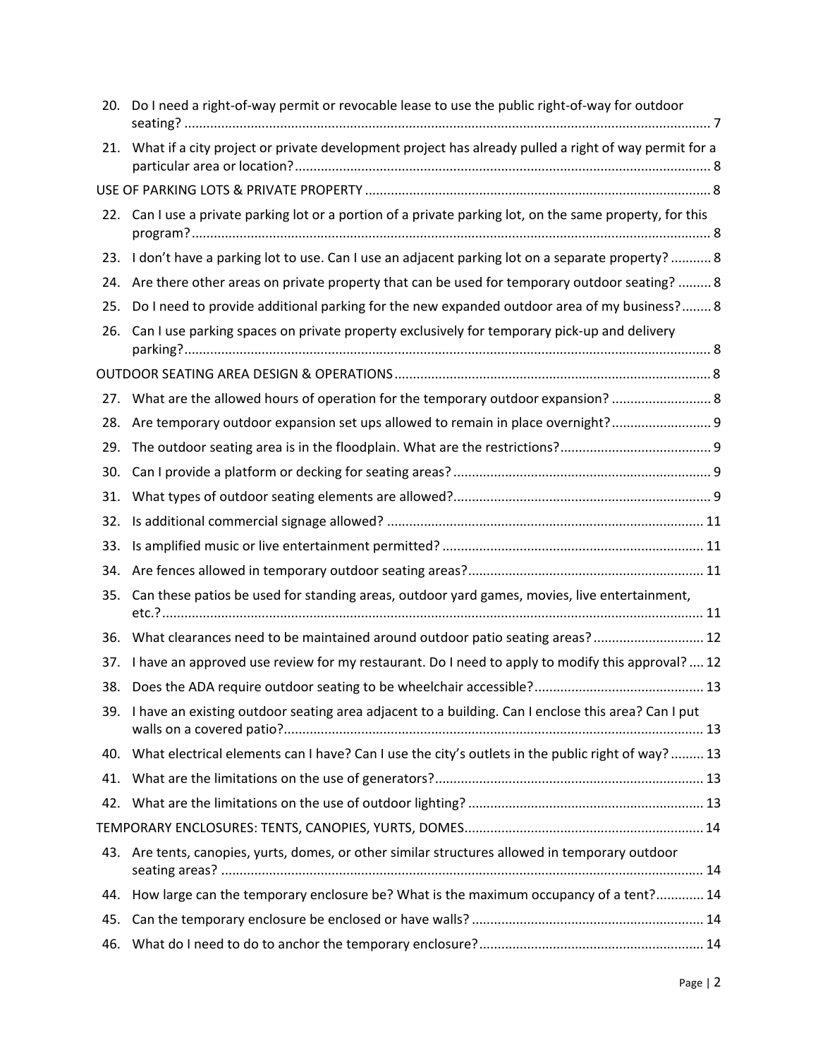20. Do I need a right-of-way permit or revocable lease to use the public right-of-way for outdoor seating? ........ 7
21. What if a city project or private development project has already pulled a right of way permit for a particular area or location? ........ 8

USE OF PARKING LOTS & PRIVATE PROPERTY ........ 8

22. Can I use a private parking lot or a portion of a private parking lot, on the same property, for this program? ........ 8
23. I don't have a parking lot to use. Can I use an adjacent parking lot on a separate property? ........ 8
24. Are there other areas on private property that can be used for temporary outdoor seating? ........ 8
25. Do I need to provide additional parking for the new expanded outdoor area of my business? ........ 8
26. Can I use parking spaces on private property exclusively for temporary pick-up and delivery parking? ........ 8

OUTDOOR SEATING AREA DESIGN & OPERATIONS ........ 8

27. What are the allowed hours of operation for the temporary outdoor expansion? ........ 8
28. Are temporary outdoor expansion set ups allowed to remain in place overnight? ........ 9
29. The outdoor seating area is in the floodplain. What are the restrictions? ........ 9
30. Can I provide a platform or decking for seating areas? ........ 9
31. What types of outdoor seating elements are allowed? ........ 9
32. Is additional commercial signage allowed? ........ 11
33. Is amplified music or live entertainment permitted? ........ 11
34. Are fences allowed in temporary outdoor seating areas? ........ 11
35. Can these patios be used for standing areas, outdoor yard games, movies, live entertainment, etc.? ........ 11
36. What clearances need to be maintained around outdoor patio seating areas? ........ 12
37. I have an approved use review for my restaurant. Do I need to apply to modify this approval? ........ 12
38. Does the ADA require outdoor seating to be wheelchair accessible? ........ 13
39. I have an existing outdoor seating area adjacent to a building. Can I enclose this area? Can I put walls on a covered patio? ........ 13
40. What electrical elements can I have? Can I use the city's outlets in the public right of way? ........ 13
41. What are the limitations on the use of generators? ........ 13
42. What are the limitations on the use of outdoor lighting? ........ 13

TEMPORARY ENCLOSURES: TENTS, CANOPIES, YURTS, DOMES ........ 14

43. Are tents, canopies, yurts, domes, or other similar structures allowed in temporary outdoor seating areas? ........ 14
44. How large can the temporary enclosure be? What is the maximum occupancy of a tent? ........ 14
45. Can the temporary enclosure be enclosed or have walls? ........ 14
46. What do I need to do to anchor the temporary enclosure? ........ 14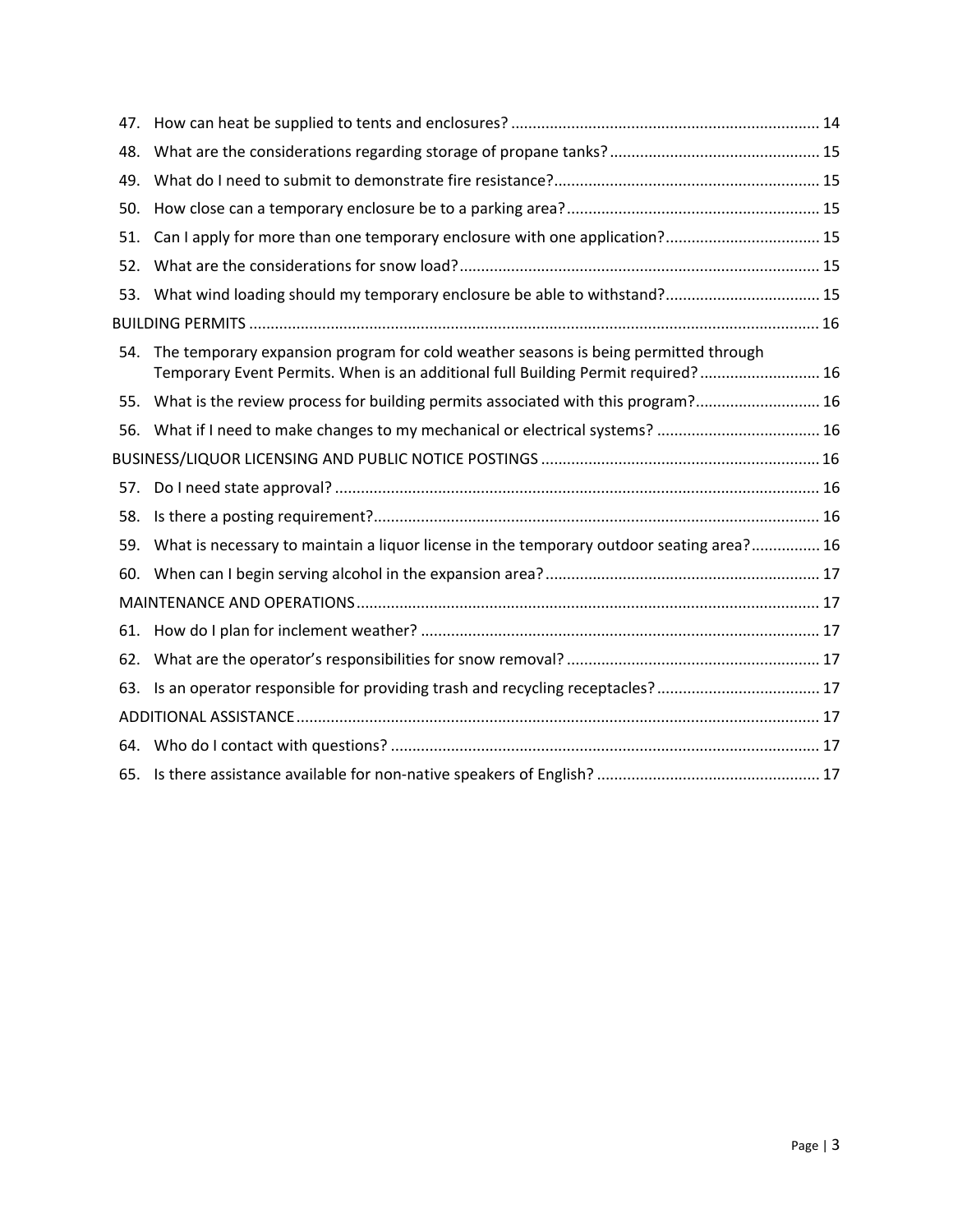47. How can heat be supplied to tents and enclosures? ........................................................................ 14
48. What are the considerations regarding storage of propane tanks? ................................................. 15
49. What do I need to submit to demonstrate fire resistance? .............................................................. 15
50. How close can a temporary enclosure be to a parking area? ........................................................... 15
51. Can I apply for more than one temporary enclosure with one application? .................................... 15
52. What are the considerations for snow load? .................................................................................... 15
53. What wind loading should my temporary enclosure be able to withstand? .................................... 15

BUILDING PERMITS ................................................................................................................................... 16

54. The temporary expansion program for cold weather seasons is being permitted through Temporary Event Permits. When is an additional full Building Permit required? ............................ 16
55. What is the review process for building permits associated with this program? ............................. 16
56. What if I need to make changes to my mechanical or electrical systems? ...................................... 16

BUSINESS/LIQUOR LICENSING AND PUBLIC NOTICE POSTINGS ................................................................ 16

57. Do I need state approval? ................................................................................................................. 16
58. Is there a posting requirement? ........................................................................................................ 16
59. What is necessary to maintain a liquor license in the temporary outdoor seating area? ................ 16
60. When can I begin serving alcohol in the expansion area? ................................................................ 17

MAINTENANCE AND OPERATIONS ........................................................................................................... 17

61. How do I plan for inclement weather? ............................................................................................. 17
62. What are the operator's responsibilities for snow removal? ........................................................... 17
63. Is an operator responsible for providing trash and recycling receptacles? ...................................... 17

ADDITIONAL ASSISTANCE ......................................................................................................................... 17

64. Who do I contact with questions? .................................................................................................... 17
65. Is there assistance available for non-native speakers of English? .................................................... 17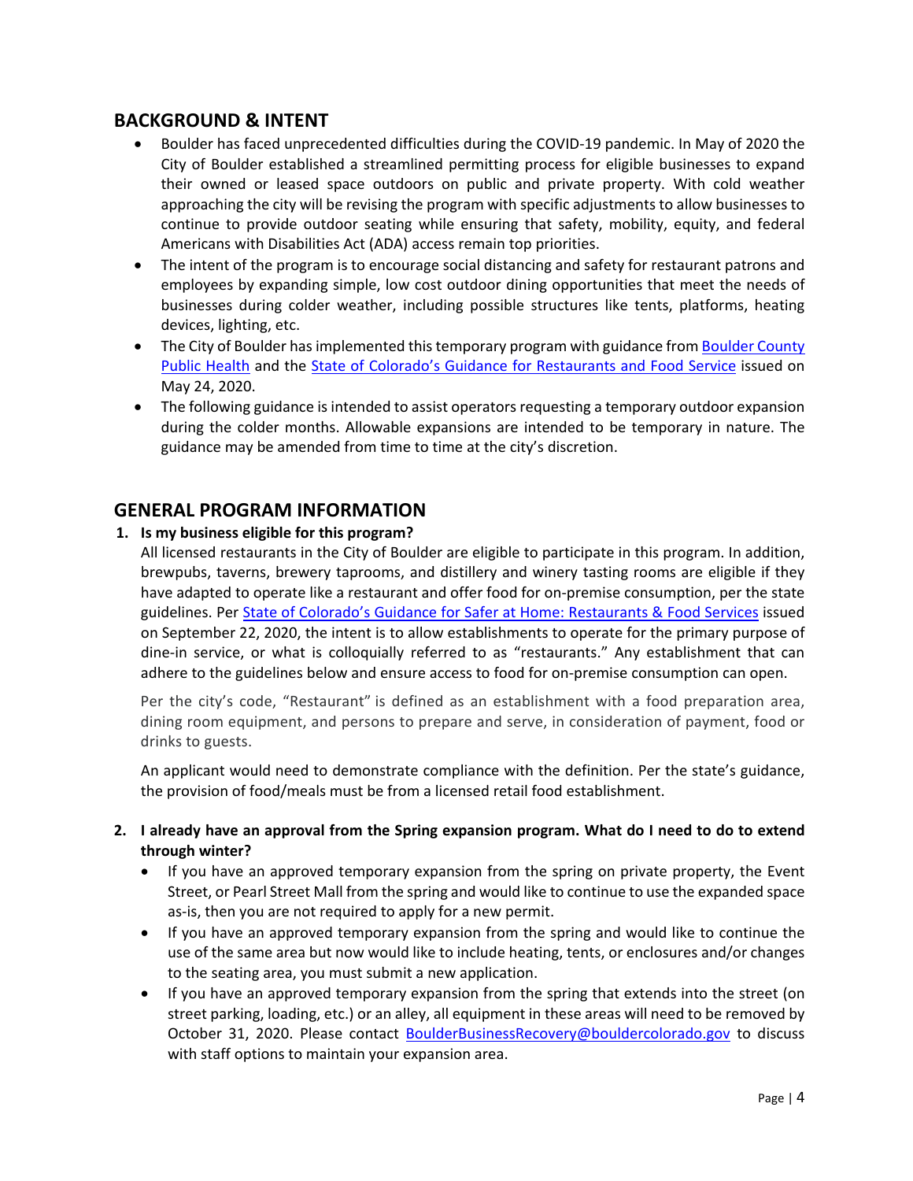## BACKGROUND & INTENT

- Boulder has faced unprecedented difficulties during the COVID-19 pandemic. In May of 2020 the City of Boulder established a streamlined permitting process for eligible businesses to expand their owned or leased space outdoors on public and private property. With cold weather approaching the city will be revising the program with specific adjustments to allow businesses to continue to provide outdoor seating while ensuring that safety, mobility, equity, and federal Americans with Disabilities Act (ADA) access remain top priorities.
- The intent of the program is to encourage social distancing and safety for restaurant patrons and employees by expanding simple, low cost outdoor dining opportunities that meet the needs of businesses during colder weather, including possible structures like tents, platforms, heating devices, lighting, etc.
- The City of Boulder has implemented this temporary program with guidance from Boulder County Public Health and the State of Colorado's Guidance for Restaurants and Food Service issued on May 24, 2020.
- The following guidance is intended to assist operators requesting a temporary outdoor expansion during the colder months. Allowable expansions are intended to be temporary in nature. The guidance may be amended from time to time at the city's discretion.

## GENERAL PROGRAM INFORMATION

**1. Is my business eligible for this program?**

All licensed restaurants in the City of Boulder are eligible to participate in this program. In addition, brewpubs, taverns, brewery taprooms, and distillery and winery tasting rooms are eligible if they have adapted to operate like a restaurant and offer food for on-premise consumption, per the state guidelines. Per State of Colorado's Guidance for Safer at Home: Restaurants & Food Services issued on September 22, 2020, the intent is to allow establishments to operate for the primary purpose of dine-in service, or what is colloquially referred to as "restaurants." Any establishment that can adhere to the guidelines below and ensure access to food for on-premise consumption can open.

Per the city's code, "Restaurant" is defined as an establishment with a food preparation area, dining room equipment, and persons to prepare and serve, in consideration of payment, food or drinks to guests.

An applicant would need to demonstrate compliance with the definition. Per the state's guidance, the provision of food/meals must be from a licensed retail food establishment.

**2. I already have an approval from the Spring expansion program. What do I need to do to extend through winter?**

- If you have an approved temporary expansion from the spring on private property, the Event Street, or Pearl Street Mall from the spring and would like to continue to use the expanded space as-is, then you are not required to apply for a new permit.
- If you have an approved temporary expansion from the spring and would like to continue the use of the same area but now would like to include heating, tents, or enclosures and/or changes to the seating area, you must submit a new application.
- If you have an approved temporary expansion from the spring that extends into the street (on street parking, loading, etc.) or an alley, all equipment in these areas will need to be removed by October 31, 2020. Please contact BoulderBusinessRecovery@bouldercolorado.gov to discuss with staff options to maintain your expansion area.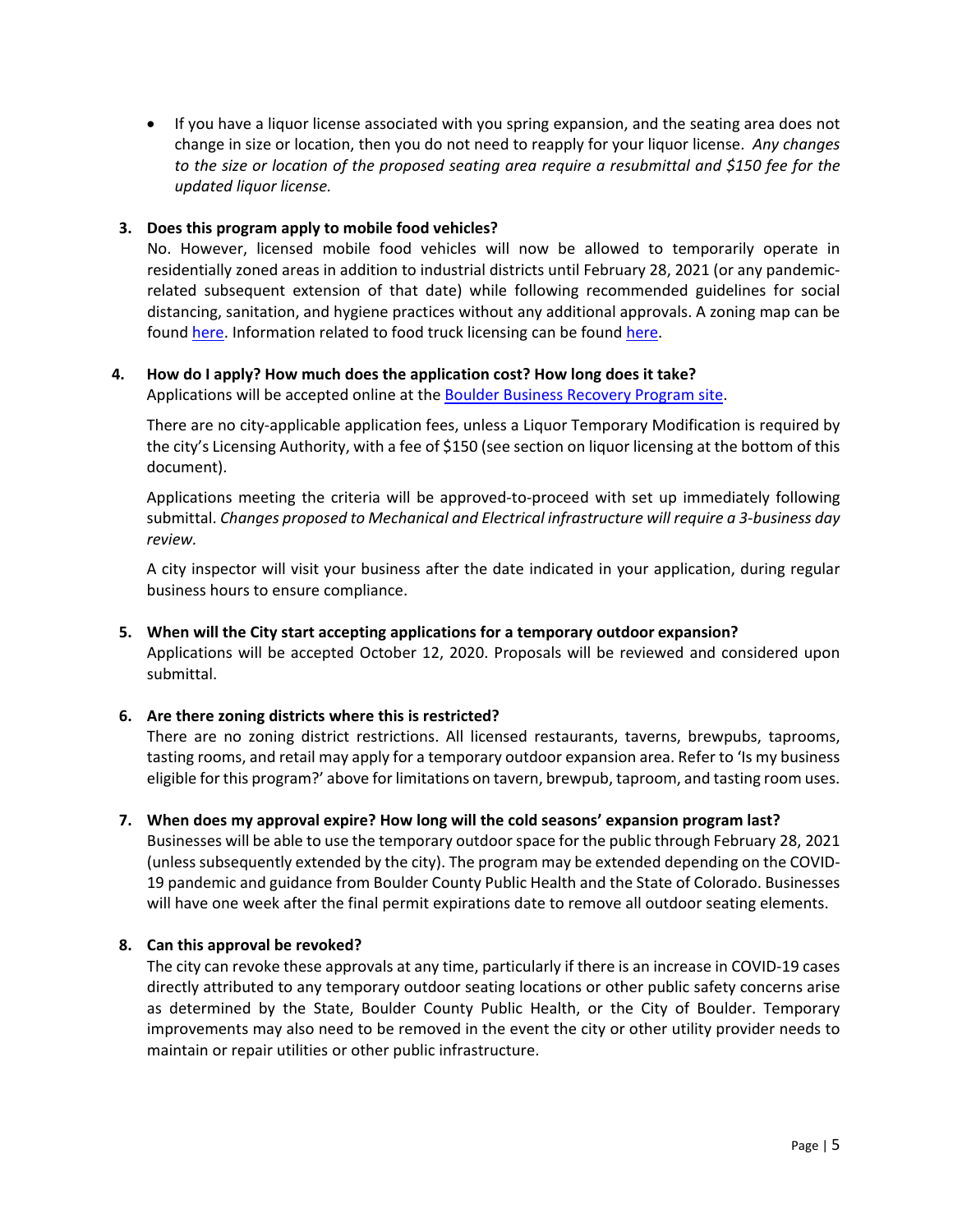- If you have a liquor license associated with you spring expansion, and the seating area does not change in size or location, then you do not need to reapply for your liquor license. *Any changes to the size or location of the proposed seating area require a resubmittal and $150 fee for the updated liquor license.*

**3. Does this program apply to mobile food vehicles?**

No. However, licensed mobile food vehicles will now be allowed to temporarily operate in residentially zoned areas in addition to industrial districts until February 28, 2021 (or any pandemic-related subsequent extension of that date) while following recommended guidelines for social distancing, sanitation, and hygiene practices without any additional approvals. A zoning map can be found here. Information related to food truck licensing can be found here.

**4. How do I apply? How much does the application cost? How long does it take?**

Applications will be accepted online at the Boulder Business Recovery Program site.

There are no city-applicable application fees, unless a Liquor Temporary Modification is required by the city's Licensing Authority, with a fee of $150 (see section on liquor licensing at the bottom of this document).

Applications meeting the criteria will be approved-to-proceed with set up immediately following submittal. *Changes proposed to Mechanical and Electrical infrastructure will require a 3-business day review.*

A city inspector will visit your business after the date indicated in your application, during regular business hours to ensure compliance.

**5. When will the City start accepting applications for a temporary outdoor expansion?**

Applications will be accepted October 12, 2020. Proposals will be reviewed and considered upon submittal.

**6. Are there zoning districts where this is restricted?**

There are no zoning district restrictions. All licensed restaurants, taverns, brewpubs, taprooms, tasting rooms, and retail may apply for a temporary outdoor expansion area. Refer to 'Is my business eligible for this program?' above for limitations on tavern, brewpub, taproom, and tasting room uses.

**7. When does my approval expire? How long will the cold seasons' expansion program last?**

Businesses will be able to use the temporary outdoor space for the public through February 28, 2021 (unless subsequently extended by the city). The program may be extended depending on the COVID-19 pandemic and guidance from Boulder County Public Health and the State of Colorado. Businesses will have one week after the final permit expirations date to remove all outdoor seating elements.

**8. Can this approval be revoked?**

The city can revoke these approvals at any time, particularly if there is an increase in COVID-19 cases directly attributed to any temporary outdoor seating locations or other public safety concerns arise as determined by the State, Boulder County Public Health, or the City of Boulder. Temporary improvements may also need to be removed in the event the city or other utility provider needs to maintain or repair utilities or other public infrastructure.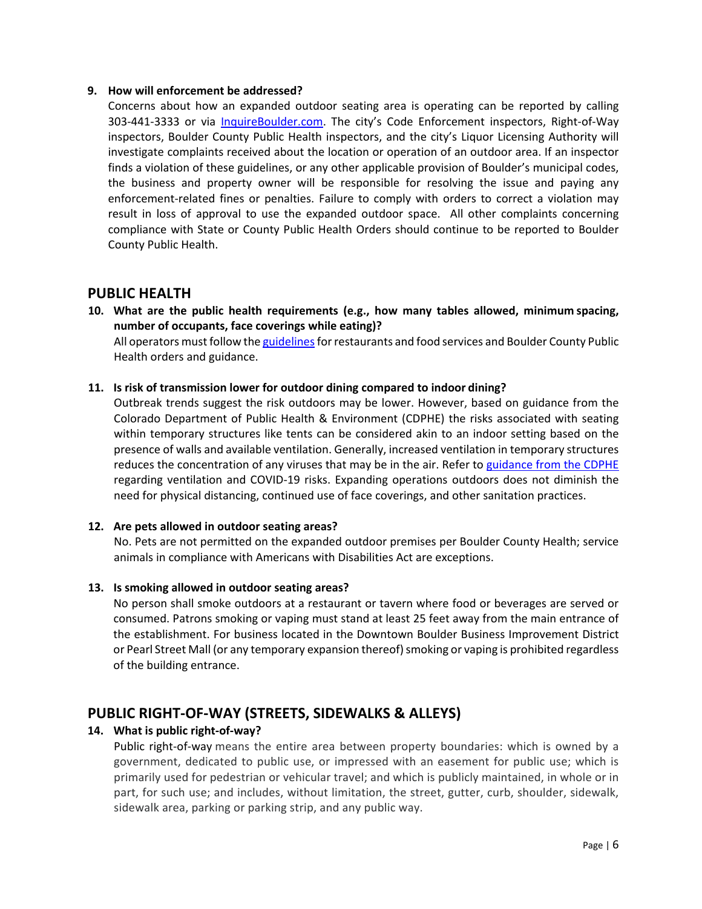9. **How will enforcement be addressed?**
   Concerns about how an expanded outdoor seating area is operating can be reported by calling 303-441-3333 or via [InquireBoulder.com](InquireBoulder.com). The city's Code Enforcement inspectors, Right-of-Way inspectors, Boulder County Public Health inspectors, and the city's Liquor Licensing Authority will investigate complaints received about the location or operation of an outdoor area. If an inspector finds a violation of these guidelines, or any other applicable provision of Boulder's municipal codes, the business and property owner will be responsible for resolving the issue and paying any enforcement-related fines or penalties. Failure to comply with orders to correct a violation may result in loss of approval to use the expanded outdoor space. All other complaints concerning compliance with State or County Public Health Orders should continue to be reported to Boulder County Public Health.

## PUBLIC HEALTH

10. **What are the public health requirements (e.g., how many tables allowed, minimum spacing, number of occupants, face coverings while eating)?**
    All operators must follow the guidelines for restaurants and food services and Boulder County Public Health orders and guidance.

11. **Is risk of transmission lower for outdoor dining compared to indoor dining?**
    Outbreak trends suggest the risk outdoors may be lower. However, based on guidance from the Colorado Department of Public Health & Environment (CDPHE) the risks associated with seating within temporary structures like tents can be considered akin to an indoor setting based on the presence of walls and available ventilation. Generally, increased ventilation in temporary structures reduces the concentration of any viruses that may be in the air. Refer to guidance from the CDPHE regarding ventilation and COVID-19 risks. Expanding operations outdoors does not diminish the need for physical distancing, continued use of face coverings, and other sanitation practices.

12. **Are pets allowed in outdoor seating areas?**
    No. Pets are not permitted on the expanded outdoor premises per Boulder County Health; service animals in compliance with Americans with Disabilities Act are exceptions.

13. **Is smoking allowed in outdoor seating areas?**
    No person shall smoke outdoors at a restaurant or tavern where food or beverages are served or consumed. Patrons smoking or vaping must stand at least 25 feet away from the main entrance of the establishment. For business located in the Downtown Boulder Business Improvement District or Pearl Street Mall (or any temporary expansion thereof) smoking or vaping is prohibited regardless of the building entrance.

## PUBLIC RIGHT-OF-WAY (STREETS, SIDEWALKS & ALLEYS)

14. **What is public right-of-way?**
    Public right-of-way means the entire area between property boundaries: which is owned by a government, dedicated to public use, or impressed with an easement for public use; which is primarily used for pedestrian or vehicular travel; and which is publicly maintained, in whole or in part, for such use; and includes, without limitation, the street, gutter, curb, shoulder, sidewalk, sidewalk area, parking or parking strip, and any public way.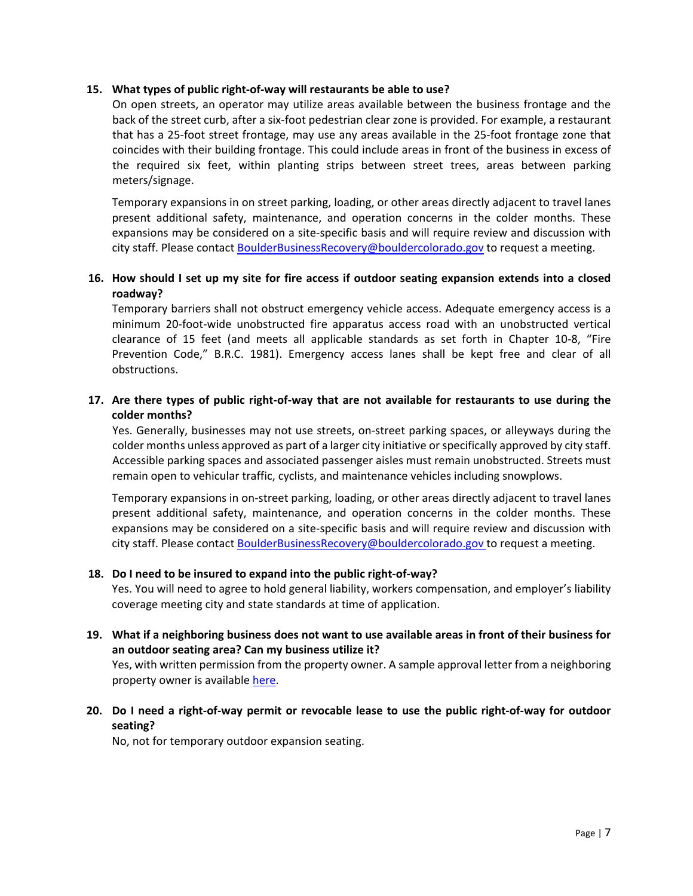15. **What types of public right-of-way will restaurants be able to use?**

    On open streets, an operator may utilize areas available between the business frontage and the back of the street curb, after a six-foot pedestrian clear zone is provided. For example, a restaurant that has a 25-foot street frontage, may use any areas available in the 25-foot frontage zone that coincides with their building frontage. This could include areas in front of the business in excess of the required six feet, within planting strips between street trees, areas between parking meters/signage.

    Temporary expansions in on street parking, loading, or other areas directly adjacent to travel lanes present additional safety, maintenance, and operation concerns in the colder months. These expansions may be considered on a site-specific basis and will require review and discussion with city staff. Please contact BoulderBusinessRecovery@bouldercolorado.gov to request a meeting.

16. **How should I set up my site for fire access if outdoor seating expansion extends into a closed roadway?**

    Temporary barriers shall not obstruct emergency vehicle access. Adequate emergency access is a minimum 20-foot-wide unobstructed fire apparatus access road with an unobstructed vertical clearance of 15 feet (and meets all applicable standards as set forth in Chapter 10-8, "Fire Prevention Code," B.R.C. 1981). Emergency access lanes shall be kept free and clear of all obstructions.

17. **Are there types of public right-of-way that are not available for restaurants to use during the colder months?**

    Yes. Generally, businesses may not use streets, on-street parking spaces, or alleyways during the colder months unless approved as part of a larger city initiative or specifically approved by city staff. Accessible parking spaces and associated passenger aisles must remain unobstructed. Streets must remain open to vehicular traffic, cyclists, and maintenance vehicles including snowplows.

    Temporary expansions in on-street parking, loading, or other areas directly adjacent to travel lanes present additional safety, maintenance, and operation concerns in the colder months. These expansions may be considered on a site-specific basis and will require review and discussion with city staff. Please contact BoulderBusinessRecovery@bouldercolorado.gov to request a meeting.

18. **Do I need to be insured to expand into the public right-of-way?**

    Yes. You will need to agree to hold general liability, workers compensation, and employer's liability coverage meeting city and state standards at time of application.

19. **What if a neighboring business does not want to use available areas in front of their business for an outdoor seating area? Can my business utilize it?**

    Yes, with written permission from the property owner. A sample approval letter from a neighboring property owner is available here.

20. **Do I need a right-of-way permit or revocable lease to use the public right-of-way for outdoor seating?**

    No, not for temporary outdoor expansion seating.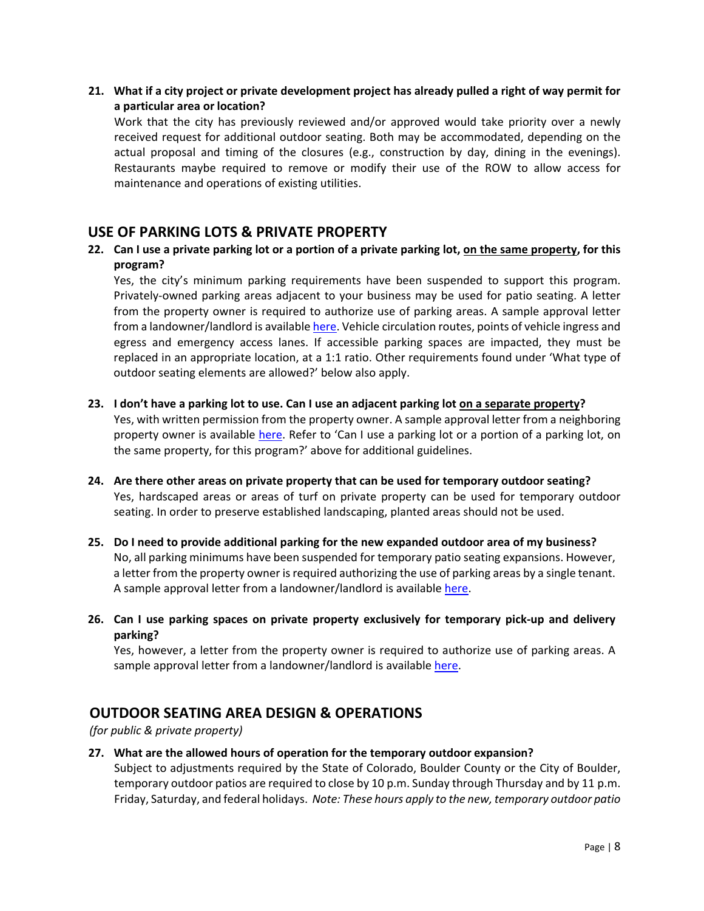**21. What if a city project or private development project has already pulled a right of way permit for a particular area or location?**

Work that the city has previously reviewed and/or approved would take priority over a newly received request for additional outdoor seating. Both may be accommodated, depending on the actual proposal and timing of the closures (e.g., construction by day, dining in the evenings). Restaurants maybe required to remove or modify their use of the ROW to allow access for maintenance and operations of existing utilities.

## USE OF PARKING LOTS & PRIVATE PROPERTY

**22. Can I use a private parking lot or a portion of a private parking lot, <u>on the same property</u>, for this program?**

Yes, the city's minimum parking requirements have been suspended to support this program. Privately-owned parking areas adjacent to your business may be used for patio seating. A letter from the property owner is required to authorize use of parking areas. A sample approval letter from a landowner/landlord is available here. Vehicle circulation routes, points of vehicle ingress and egress and emergency access lanes. If accessible parking spaces are impacted, they must be replaced in an appropriate location, at a 1:1 ratio. Other requirements found under 'What type of outdoor seating elements are allowed?' below also apply.

**23. I don't have a parking lot to use. Can I use an adjacent parking lot <u>on a separate property</u>?**

Yes, with written permission from the property owner. A sample approval letter from a neighboring property owner is available here. Refer to 'Can I use a parking lot or a portion of a parking lot, on the same property, for this program?' above for additional guidelines.

**24. Are there other areas on private property that can be used for temporary outdoor seating?**

Yes, hardscaped areas or areas of turf on private property can be used for temporary outdoor seating. In order to preserve established landscaping, planted areas should not be used.

**25. Do I need to provide additional parking for the new expanded outdoor area of my business?**

No, all parking minimums have been suspended for temporary patio seating expansions. However, a letter from the property owner is required authorizing the use of parking areas by a single tenant. A sample approval letter from a landowner/landlord is available here.

**26. Can I use parking spaces on private property exclusively for temporary pick-up and delivery parking?**

Yes, however, a letter from the property owner is required to authorize use of parking areas. A sample approval letter from a landowner/landlord is available here.

## OUTDOOR SEATING AREA DESIGN & OPERATIONS

*(for public & private property)*

**27. What are the allowed hours of operation for the temporary outdoor expansion?**

Subject to adjustments required by the State of Colorado, Boulder County or the City of Boulder, temporary outdoor patios are required to close by 10 p.m. Sunday through Thursday and by 11 p.m. Friday, Saturday, and federal holidays. *Note: These hours apply to the new, temporary outdoor patio*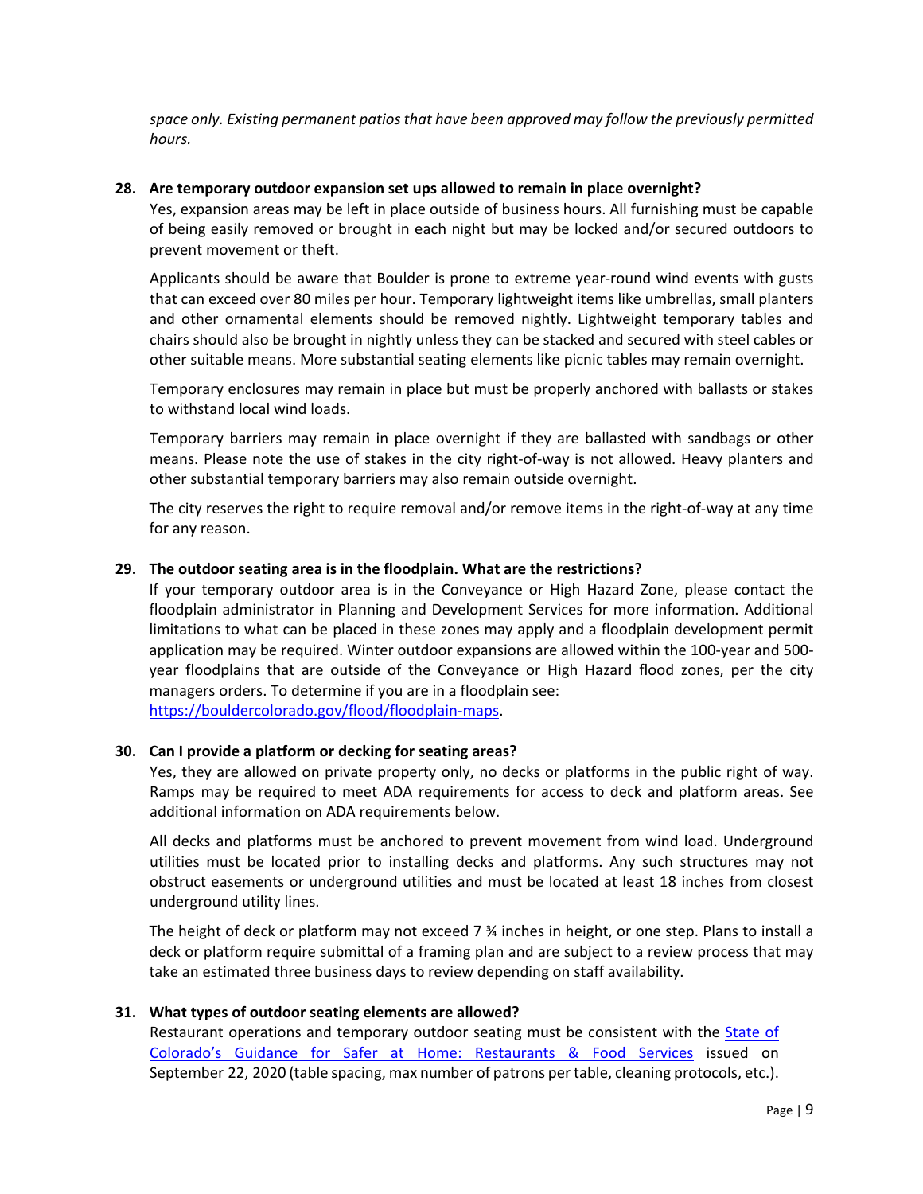*space only. Existing permanent patios that have been approved may follow the previously permitted hours.*

**28. Are temporary outdoor expansion set ups allowed to remain in place overnight?**

Yes, expansion areas may be left in place outside of business hours. All furnishing must be capable of being easily removed or brought in each night but may be locked and/or secured outdoors to prevent movement or theft.

Applicants should be aware that Boulder is prone to extreme year-round wind events with gusts that can exceed over 80 miles per hour. Temporary lightweight items like umbrellas, small planters and other ornamental elements should be removed nightly. Lightweight temporary tables and chairs should also be brought in nightly unless they can be stacked and secured with steel cables or other suitable means. More substantial seating elements like picnic tables may remain overnight.

Temporary enclosures may remain in place but must be properly anchored with ballasts or stakes to withstand local wind loads.

Temporary barriers may remain in place overnight if they are ballasted with sandbags or other means. Please note the use of stakes in the city right-of-way is not allowed. Heavy planters and other substantial temporary barriers may also remain outside overnight.

The city reserves the right to require removal and/or remove items in the right-of-way at any time for any reason.

**29. The outdoor seating area is in the floodplain. What are the restrictions?**

If your temporary outdoor area is in the Conveyance or High Hazard Zone, please contact the floodplain administrator in Planning and Development Services for more information. Additional limitations to what can be placed in these zones may apply and a floodplain development permit application may be required. Winter outdoor expansions are allowed within the 100-year and 500-year floodplains that are outside of the Conveyance or High Hazard flood zones, per the city managers orders. To determine if you are in a floodplain see: [https://bouldercolorado.gov/flood/floodplain-maps](https://bouldercolorado.gov/flood/floodplain-maps).

**30. Can I provide a platform or decking for seating areas?**

Yes, they are allowed on private property only, no decks or platforms in the public right of way. Ramps may be required to meet ADA requirements for access to deck and platform areas. See additional information on ADA requirements below.

All decks and platforms must be anchored to prevent movement from wind load. Underground utilities must be located prior to installing decks and platforms. Any such structures may not obstruct easements or underground utilities and must be located at least 18 inches from closest underground utility lines.

The height of deck or platform may not exceed 7 ¾ inches in height, or one step. Plans to install a deck or platform require submittal of a framing plan and are subject to a review process that may take an estimated three business days to review depending on staff availability.

**31. What types of outdoor seating elements are allowed?**

Restaurant operations and temporary outdoor seating must be consistent with the State of Colorado's Guidance for Safer at Home: Restaurants & Food Services issued on September 22, 2020 (table spacing, max number of patrons per table, cleaning protocols, etc.).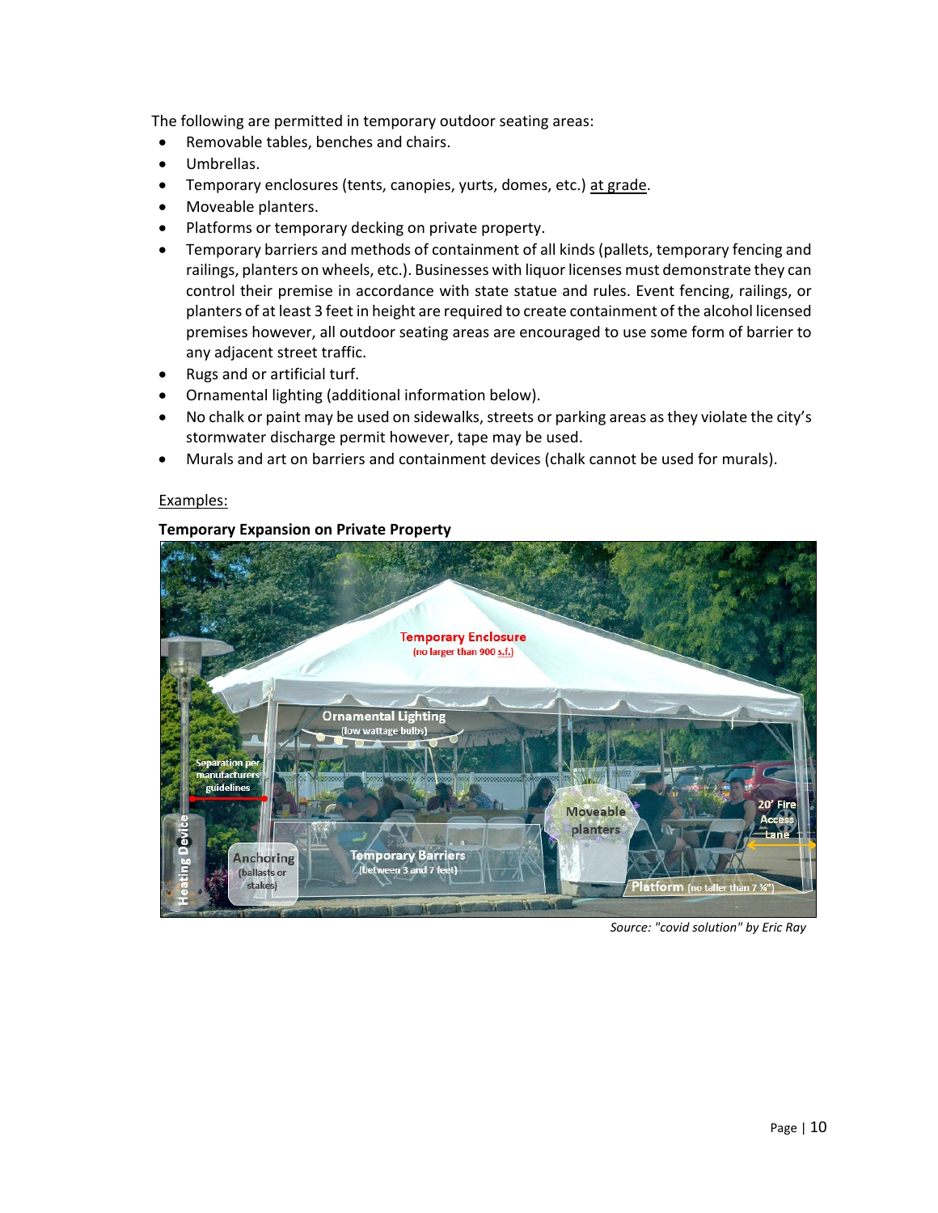The following are permitted in temporary outdoor seating areas:

- Removable tables, benches and chairs.
- Umbrellas.
- Temporary enclosures (tents, canopies, yurts, domes, etc.) <u>at grade</u>.
- Moveable planters.
- Platforms or temporary decking on private property.
- Temporary barriers and methods of containment of all kinds (pallets, temporary fencing and railings, planters on wheels, etc.). Businesses with liquor licenses must demonstrate they can control their premise in accordance with state statue and rules. Event fencing, railings, or planters of at least 3 feet in height are required to create containment of the alcohol licensed premises however, all outdoor seating areas are encouraged to use some form of barrier to any adjacent street traffic.
- Rugs and or artificial turf.
- Ornamental lighting (additional information below).
- No chalk or paint may be used on sidewalks, streets or parking areas as they violate the city's stormwater discharge permit however, tape may be used.
- Murals and art on barriers and containment devices (chalk cannot be used for murals).

<u>Examples:</u>

**Temporary Expansion on Private Property**

*Source: "covid solution" by Eric Ray*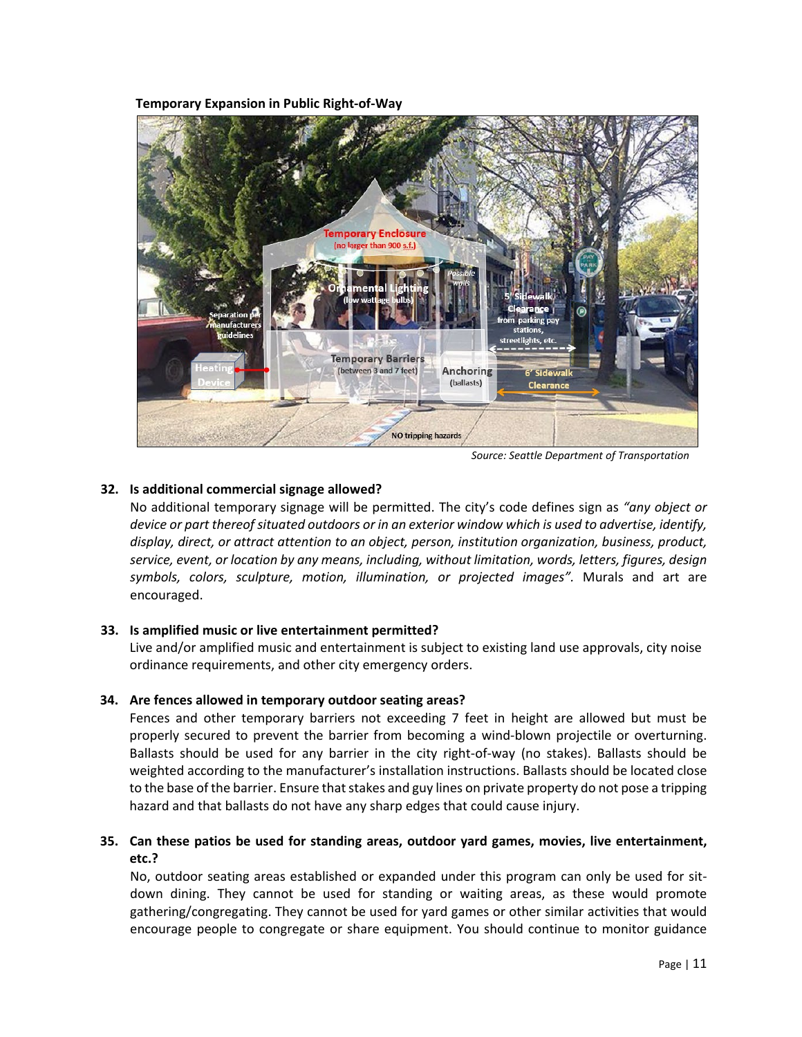**Temporary Expansion in Public Right-of-Way**

Source: Seattle Department of Transportation

**32. Is additional commercial signage allowed?**

No additional temporary signage will be permitted. The city's code defines sign as *"any object or device or part thereof situated outdoors or in an exterior window which is used to advertise, identify, display, direct, or attract attention to an object, person, institution organization, business, product, service, event, or location by any means, including, without limitation, words, letters, figures, design symbols, colors, sculpture, motion, illumination, or projected images".* Murals and art are encouraged.

**33. Is amplified music or live entertainment permitted?**

Live and/or amplified music and entertainment is subject to existing land use approvals, city noise ordinance requirements, and other city emergency orders.

**34. Are fences allowed in temporary outdoor seating areas?**

Fences and other temporary barriers not exceeding 7 feet in height are allowed but must be properly secured to prevent the barrier from becoming a wind-blown projectile or overturning. Ballasts should be used for any barrier in the city right-of-way (no stakes). Ballasts should be weighted according to the manufacturer's installation instructions. Ballasts should be located close to the base of the barrier. Ensure that stakes and guy lines on private property do not pose a tripping hazard and that ballasts do not have any sharp edges that could cause injury.

**35. Can these patios be used for standing areas, outdoor yard games, movies, live entertainment, etc.?**

No, outdoor seating areas established or expanded under this program can only be used for sit-down dining. They cannot be used for standing or waiting areas, as these would promote gathering/congregating. They cannot be used for yard games or other similar activities that would encourage people to congregate or share equipment. You should continue to monitor guidance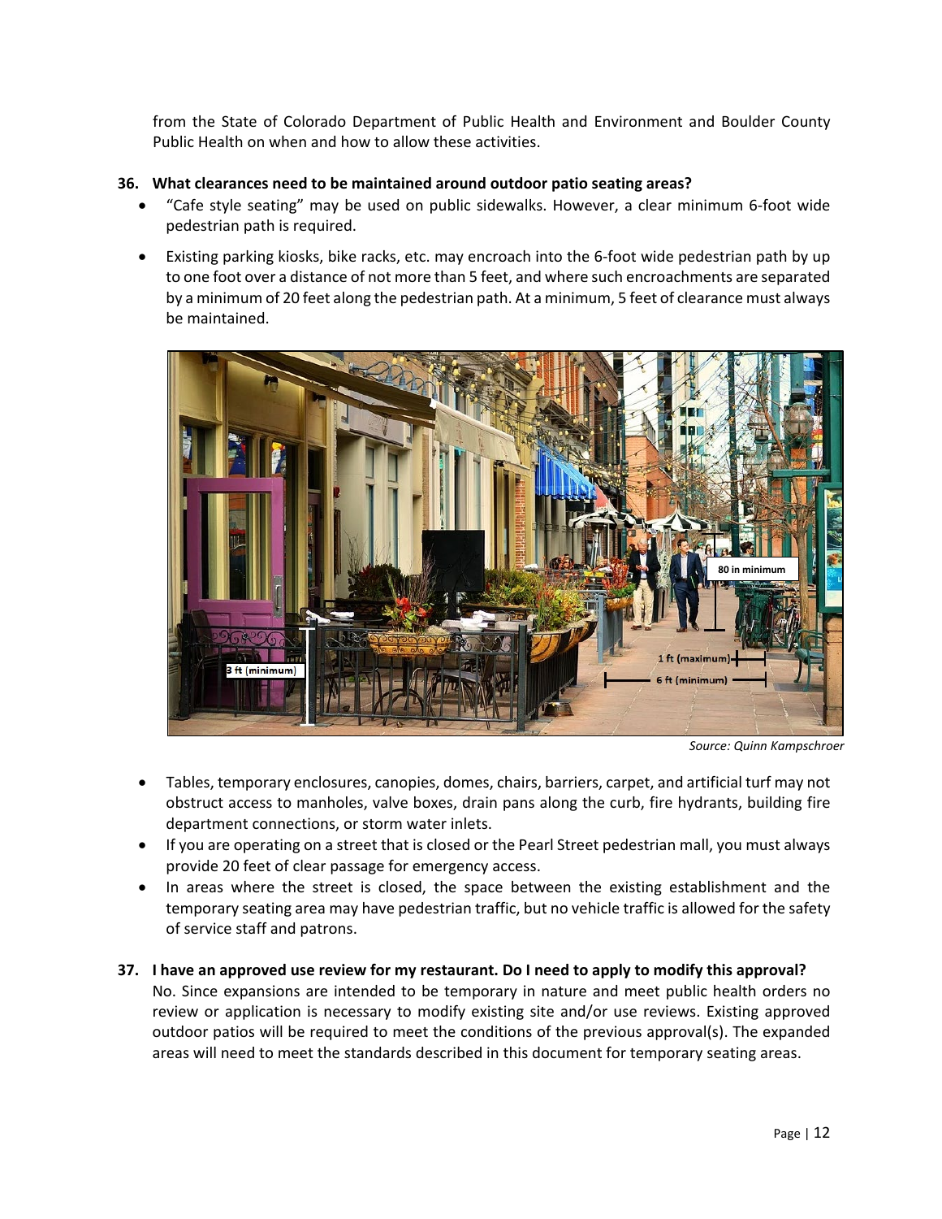from the State of Colorado Department of Public Health and Environment and Boulder County Public Health on when and how to allow these activities.

**36. What clearances need to be maintained around outdoor patio seating areas?**

- "Cafe style seating" may be used on public sidewalks. However, a clear minimum 6-foot wide pedestrian path is required.
- Existing parking kiosks, bike racks, etc. may encroach into the 6-foot wide pedestrian path by up to one foot over a distance of not more than 5 feet, and where such encroachments are separated by a minimum of 20 feet along the pedestrian path. At a minimum, 5 feet of clearance must always be maintained.

*Source: Quinn Kampschroer*

- Tables, temporary enclosures, canopies, domes, chairs, barriers, carpet, and artificial turf may not obstruct access to manholes, valve boxes, drain pans along the curb, fire hydrants, building fire department connections, or storm water inlets.
- If you are operating on a street that is closed or the Pearl Street pedestrian mall, you must always provide 20 feet of clear passage for emergency access.
- In areas where the street is closed, the space between the existing establishment and the temporary seating area may have pedestrian traffic, but no vehicle traffic is allowed for the safety of service staff and patrons.

**37. I have an approved use review for my restaurant. Do I need to apply to modify this approval?**

No. Since expansions are intended to be temporary in nature and meet public health orders no review or application is necessary to modify existing site and/or use reviews. Existing approved outdoor patios will be required to meet the conditions of the previous approval(s). The expanded areas will need to meet the standards described in this document for temporary seating areas.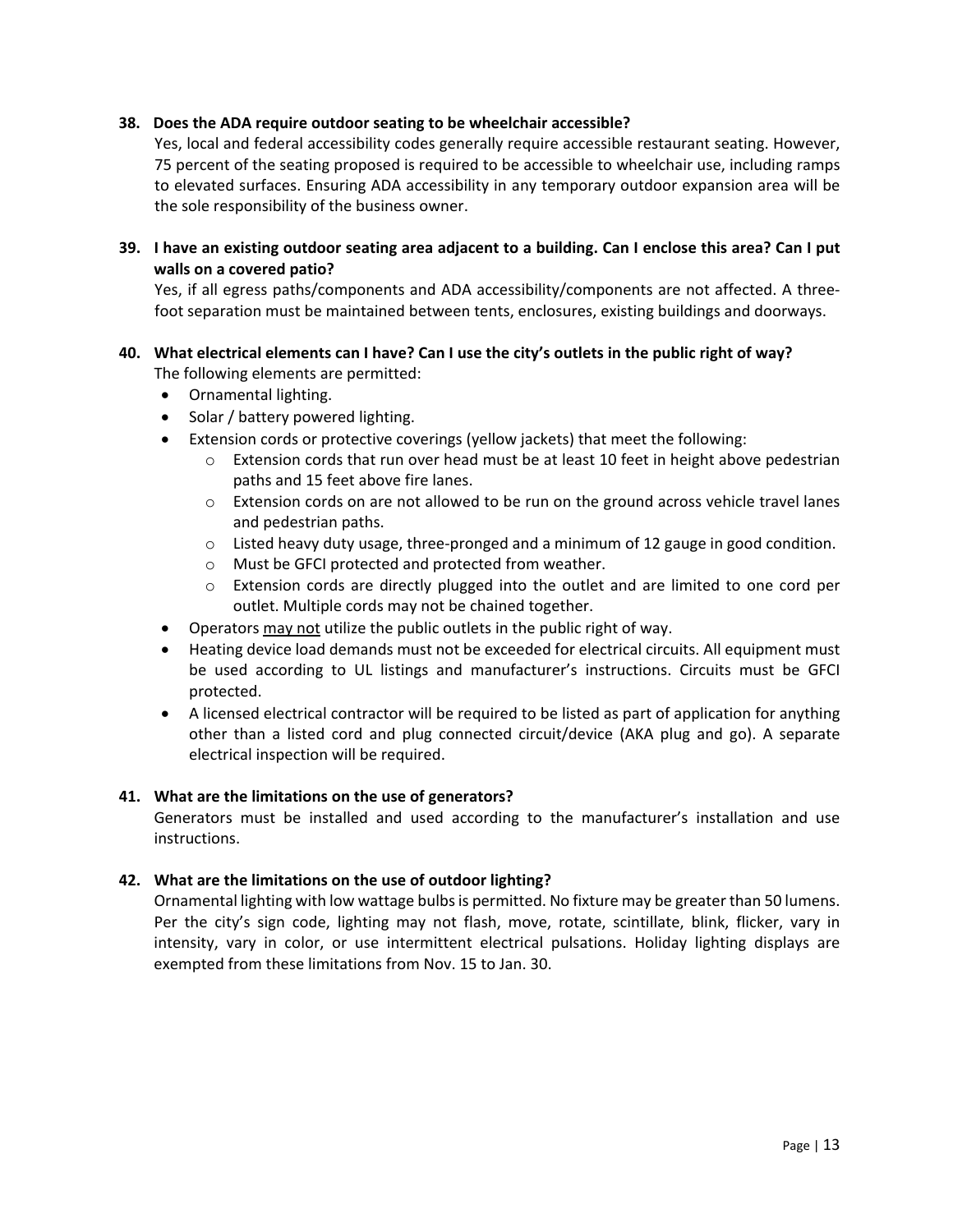**38. Does the ADA require outdoor seating to be wheelchair accessible?**

Yes, local and federal accessibility codes generally require accessible restaurant seating. However, 75 percent of the seating proposed is required to be accessible to wheelchair use, including ramps to elevated surfaces. Ensuring ADA accessibility in any temporary outdoor expansion area will be the sole responsibility of the business owner.

**39. I have an existing outdoor seating area adjacent to a building. Can I enclose this area? Can I put walls on a covered patio?**

Yes, if all egress paths/components and ADA accessibility/components are not affected. A three-foot separation must be maintained between tents, enclosures, existing buildings and doorways.

**40. What electrical elements can I have? Can I use the city's outlets in the public right of way?**

The following elements are permitted:

- Ornamental lighting.
- Solar / battery powered lighting.
- Extension cords or protective coverings (yellow jackets) that meet the following:
  - Extension cords that run over head must be at least 10 feet in height above pedestrian paths and 15 feet above fire lanes.
  - Extension cords on are not allowed to be run on the ground across vehicle travel lanes and pedestrian paths.
  - Listed heavy duty usage, three-pronged and a minimum of 12 gauge in good condition.
  - Must be GFCI protected and protected from weather.
  - Extension cords are directly plugged into the outlet and are limited to one cord per outlet. Multiple cords may not be chained together.
- Operators <u>may not</u> utilize the public outlets in the public right of way.
- Heating device load demands must not be exceeded for electrical circuits. All equipment must be used according to UL listings and manufacturer's instructions. Circuits must be GFCI protected.
- A licensed electrical contractor will be required to be listed as part of application for anything other than a listed cord and plug connected circuit/device (AKA plug and go). A separate electrical inspection will be required.

**41. What are the limitations on the use of generators?**

Generators must be installed and used according to the manufacturer's installation and use instructions.

**42. What are the limitations on the use of outdoor lighting?**

Ornamental lighting with low wattage bulbs is permitted. No fixture may be greater than 50 lumens. Per the city's sign code, lighting may not flash, move, rotate, scintillate, blink, flicker, vary in intensity, vary in color, or use intermittent electrical pulsations. Holiday lighting displays are exempted from these limitations from Nov. 15 to Jan. 30.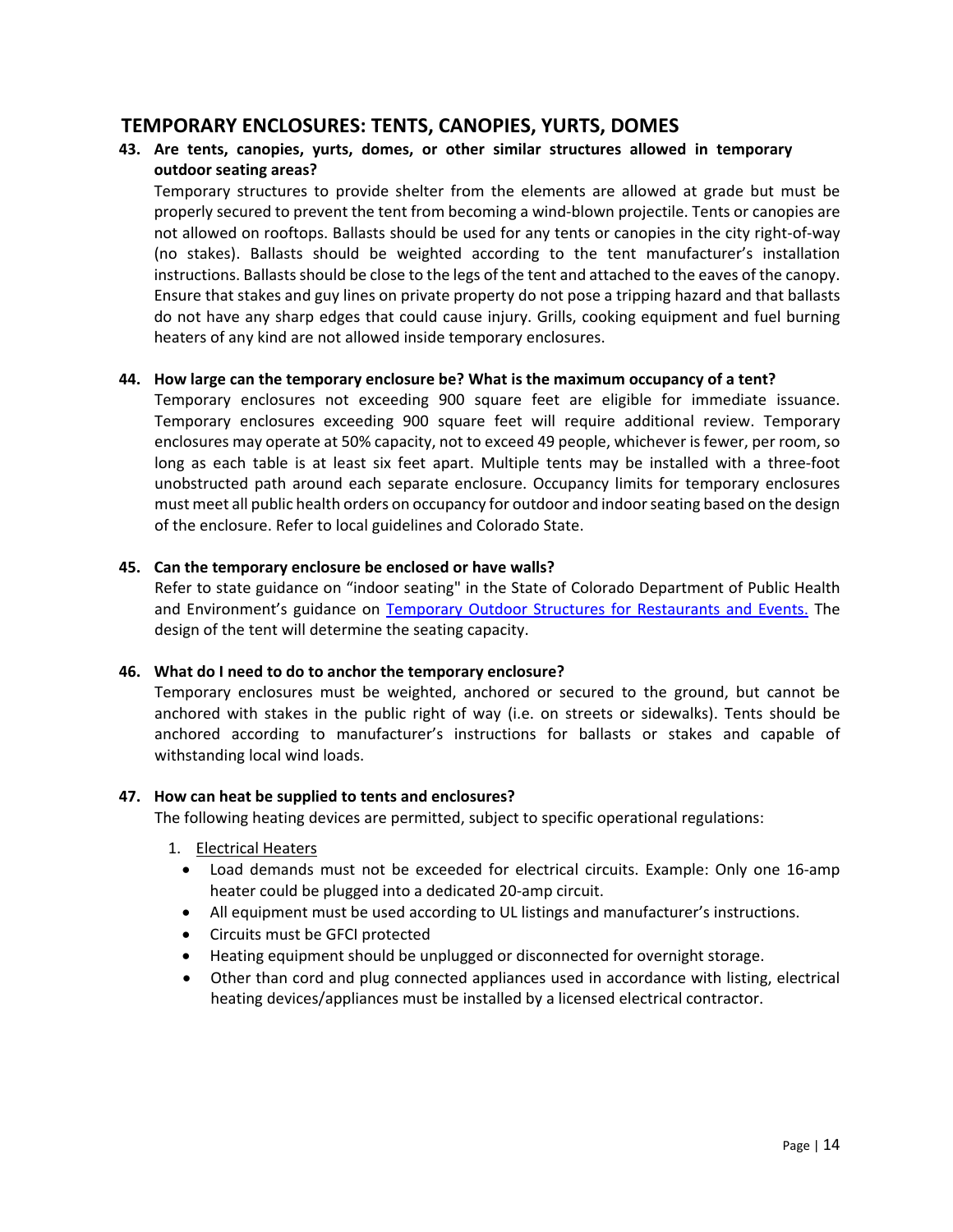## TEMPORARY ENCLOSURES: TENTS, CANOPIES, YURTS, DOMES

**43. Are tents, canopies, yurts, domes, or other similar structures allowed in temporary outdoor seating areas?**

Temporary structures to provide shelter from the elements are allowed at grade but must be properly secured to prevent the tent from becoming a wind-blown projectile. Tents or canopies are not allowed on rooftops. Ballasts should be used for any tents or canopies in the city right-of-way (no stakes). Ballasts should be weighted according to the tent manufacturer's installation instructions. Ballasts should be close to the legs of the tent and attached to the eaves of the canopy. Ensure that stakes and guy lines on private property do not pose a tripping hazard and that ballasts do not have any sharp edges that could cause injury. Grills, cooking equipment and fuel burning heaters of any kind are not allowed inside temporary enclosures.

**44. How large can the temporary enclosure be? What is the maximum occupancy of a tent?**

Temporary enclosures not exceeding 900 square feet are eligible for immediate issuance. Temporary enclosures exceeding 900 square feet will require additional review. Temporary enclosures may operate at 50% capacity, not to exceed 49 people, whichever is fewer, per room, so long as each table is at least six feet apart. Multiple tents may be installed with a three-foot unobstructed path around each separate enclosure. Occupancy limits for temporary enclosures must meet all public health orders on occupancy for outdoor and indoor seating based on the design of the enclosure. Refer to local guidelines and Colorado State.

**45. Can the temporary enclosure be enclosed or have walls?**

Refer to state guidance on "indoor seating" in the State of Colorado Department of Public Health and Environment's guidance on [Temporary Outdoor Structures for Restaurants and Events.]() The design of the tent will determine the seating capacity.

**46. What do I need to do to anchor the temporary enclosure?**

Temporary enclosures must be weighted, anchored or secured to the ground, but cannot be anchored with stakes in the public right of way (i.e. on streets or sidewalks). Tents should be anchored according to manufacturer's instructions for ballasts or stakes and capable of withstanding local wind loads.

**47. How can heat be supplied to tents and enclosures?**

The following heating devices are permitted, subject to specific operational regulations:

1. Electrical Heaters
   - Load demands must not be exceeded for electrical circuits. Example: Only one 16-amp heater could be plugged into a dedicated 20-amp circuit.
   - All equipment must be used according to UL listings and manufacturer's instructions.
   - Circuits must be GFCI protected
   - Heating equipment should be unplugged or disconnected for overnight storage.
   - Other than cord and plug connected appliances used in accordance with listing, electrical heating devices/appliances must be installed by a licensed electrical contractor.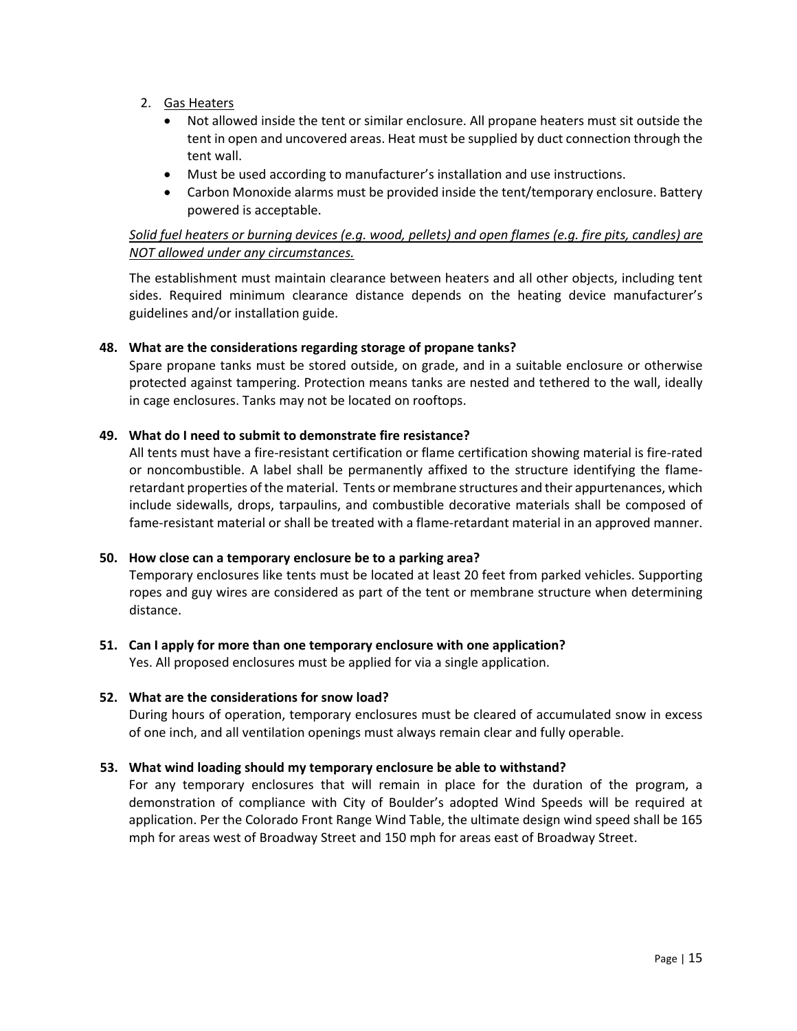2. Gas Heaters
   - Not allowed inside the tent or similar enclosure. All propane heaters must sit outside the tent in open and uncovered areas. Heat must be supplied by duct connection through the tent wall.
   - Must be used according to manufacturer's installation and use instructions.
   - Carbon Monoxide alarms must be provided inside the tent/temporary enclosure. Battery powered is acceptable.

*Solid fuel heaters or burning devices (e.g. wood, pellets) and open flames (e.g. fire pits, candles) are NOT allowed under any circumstances.*

The establishment must maintain clearance between heaters and all other objects, including tent sides. Required minimum clearance distance depends on the heating device manufacturer's guidelines and/or installation guide.

**48. What are the considerations regarding storage of propane tanks?**

Spare propane tanks must be stored outside, on grade, and in a suitable enclosure or otherwise protected against tampering. Protection means tanks are nested and tethered to the wall, ideally in cage enclosures. Tanks may not be located on rooftops.

**49. What do I need to submit to demonstrate fire resistance?**

All tents must have a fire-resistant certification or flame certification showing material is fire-rated or noncombustible. A label shall be permanently affixed to the structure identifying the flame-retardant properties of the material. Tents or membrane structures and their appurtenances, which include sidewalls, drops, tarpaulins, and combustible decorative materials shall be composed of fame-resistant material or shall be treated with a flame-retardant material in an approved manner.

**50. How close can a temporary enclosure be to a parking area?**

Temporary enclosures like tents must be located at least 20 feet from parked vehicles. Supporting ropes and guy wires are considered as part of the tent or membrane structure when determining distance.

**51. Can I apply for more than one temporary enclosure with one application?**

Yes. All proposed enclosures must be applied for via a single application.

**52. What are the considerations for snow load?**

During hours of operation, temporary enclosures must be cleared of accumulated snow in excess of one inch, and all ventilation openings must always remain clear and fully operable.

**53. What wind loading should my temporary enclosure be able to withstand?**

For any temporary enclosures that will remain in place for the duration of the program, a demonstration of compliance with City of Boulder's adopted Wind Speeds will be required at application. Per the Colorado Front Range Wind Table, the ultimate design wind speed shall be 165 mph for areas west of Broadway Street and 150 mph for areas east of Broadway Street.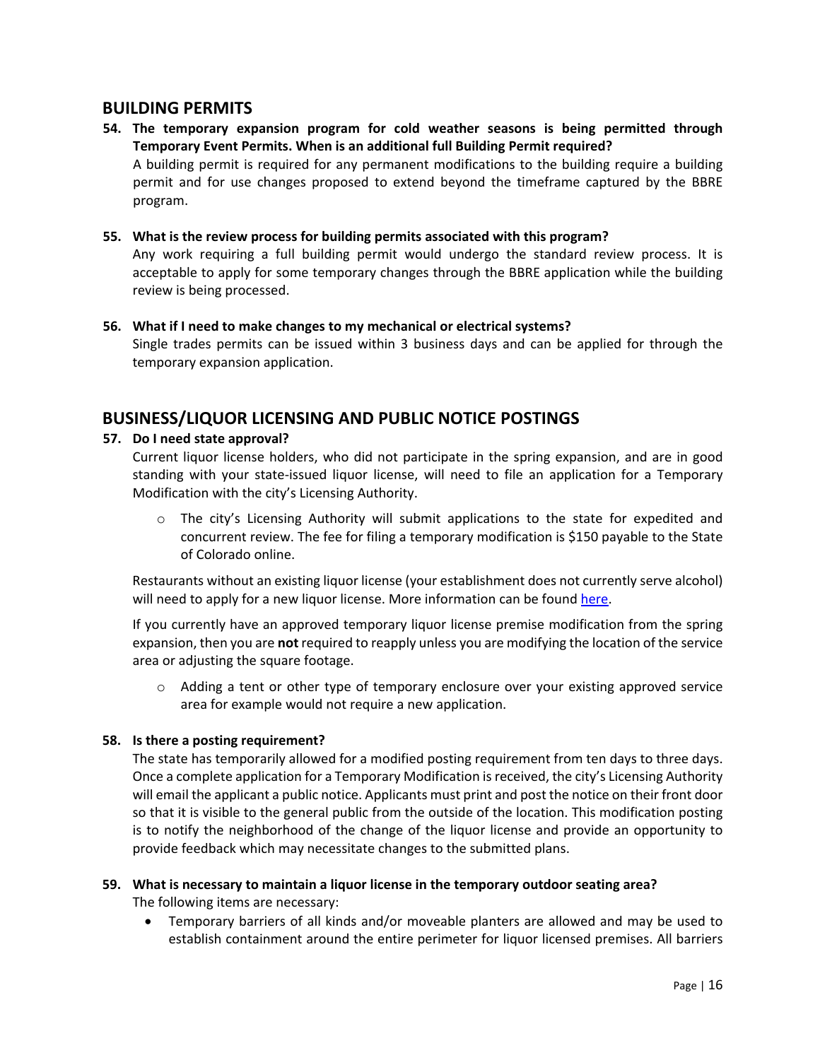## BUILDING PERMITS

**54. The temporary expansion program for cold weather seasons is being permitted through Temporary Event Permits. When is an additional full Building Permit required?**

A building permit is required for any permanent modifications to the building require a building permit and for use changes proposed to extend beyond the timeframe captured by the BBRE program.

**55. What is the review process for building permits associated with this program?**

Any work requiring a full building permit would undergo the standard review process. It is acceptable to apply for some temporary changes through the BBRE application while the building review is being processed.

**56. What if I need to make changes to my mechanical or electrical systems?**

Single trades permits can be issued within 3 business days and can be applied for through the temporary expansion application.

## BUSINESS/LIQUOR LICENSING AND PUBLIC NOTICE POSTINGS

**57. Do I need state approval?**

Current liquor license holders, who did not participate in the spring expansion, and are in good standing with your state-issued liquor license, will need to file an application for a Temporary Modification with the city's Licensing Authority.

- The city's Licensing Authority will submit applications to the state for expedited and concurrent review. The fee for filing a temporary modification is $150 payable to the State of Colorado online.

Restaurants without an existing liquor license (your establishment does not currently serve alcohol) will need to apply for a new liquor license. More information can be found here.

If you currently have an approved temporary liquor license premise modification from the spring expansion, then you are **not** required to reapply unless you are modifying the location of the service area or adjusting the square footage.

- Adding a tent or other type of temporary enclosure over your existing approved service area for example would not require a new application.

**58. Is there a posting requirement?**

The state has temporarily allowed for a modified posting requirement from ten days to three days. Once a complete application for a Temporary Modification is received, the city's Licensing Authority will email the applicant a public notice. Applicants must print and post the notice on their front door so that it is visible to the general public from the outside of the location. This modification posting is to notify the neighborhood of the change of the liquor license and provide an opportunity to provide feedback which may necessitate changes to the submitted plans.

**59. What is necessary to maintain a liquor license in the temporary outdoor seating area?**

The following items are necessary:

- Temporary barriers of all kinds and/or moveable planters are allowed and may be used to establish containment around the entire perimeter for liquor licensed premises. All barriers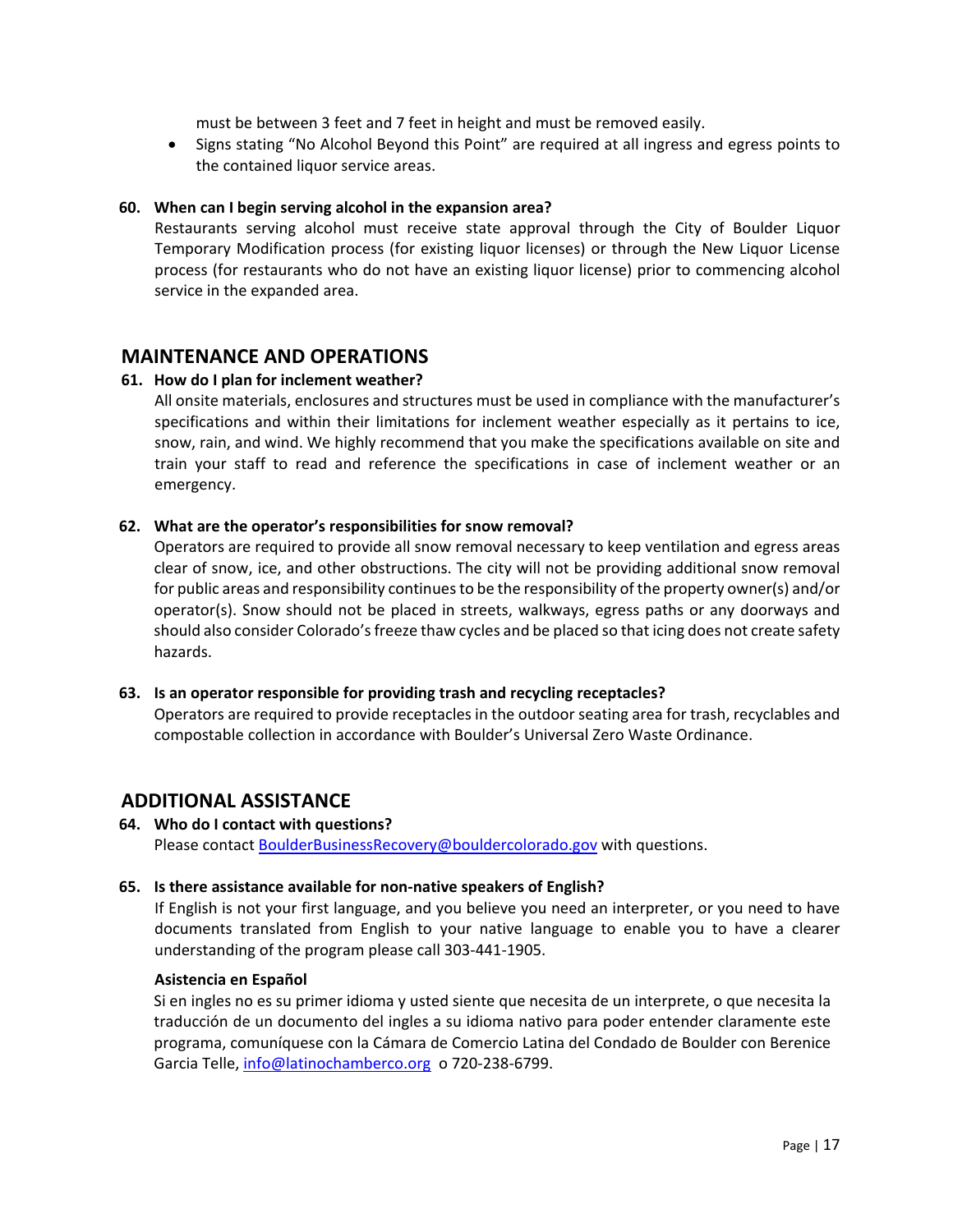must be between 3 feet and 7 feet in height and must be removed easily.

- Signs stating "No Alcohol Beyond this Point" are required at all ingress and egress points to the contained liquor service areas.

**60. When can I begin serving alcohol in the expansion area?**

Restaurants serving alcohol must receive state approval through the City of Boulder Liquor Temporary Modification process (for existing liquor licenses) or through the New Liquor License process (for restaurants who do not have an existing liquor license) prior to commencing alcohol service in the expanded area.

## MAINTENANCE AND OPERATIONS

**61. How do I plan for inclement weather?**

All onsite materials, enclosures and structures must be used in compliance with the manufacturer's specifications and within their limitations for inclement weather especially as it pertains to ice, snow, rain, and wind. We highly recommend that you make the specifications available on site and train your staff to read and reference the specifications in case of inclement weather or an emergency.

**62. What are the operator's responsibilities for snow removal?**

Operators are required to provide all snow removal necessary to keep ventilation and egress areas clear of snow, ice, and other obstructions. The city will not be providing additional snow removal for public areas and responsibility continues to be the responsibility of the property owner(s) and/or operator(s). Snow should not be placed in streets, walkways, egress paths or any doorways and should also consider Colorado's freeze thaw cycles and be placed so that icing does not create safety hazards.

**63. Is an operator responsible for providing trash and recycling receptacles?**

Operators are required to provide receptacles in the outdoor seating area for trash, recyclables and compostable collection in accordance with Boulder's Universal Zero Waste Ordinance.

## ADDITIONAL ASSISTANCE

**64. Who do I contact with questions?**

Please contact [BoulderBusinessRecovery@bouldercolorado.gov](mailto:BoulderBusinessRecovery@bouldercolorado.gov) with questions.

**65. Is there assistance available for non-native speakers of English?**

If English is not your first language, and you believe you need an interpreter, or you need to have documents translated from English to your native language to enable you to have a clearer understanding of the program please call 303-441-1905.

**Asistencia en Español**

Si en ingles no es su primer idioma y usted siente que necesita de un interprete, o que necesita la traducción de un documento del ingles a su idioma nativo para poder entender claramente este programa, comuníquese con la Cámara de Comercio Latina del Condado de Boulder con Berenice Garcia Telle, [info@latinochamberco.org](mailto:info@latinochamberco.org) o 720-238-6799.